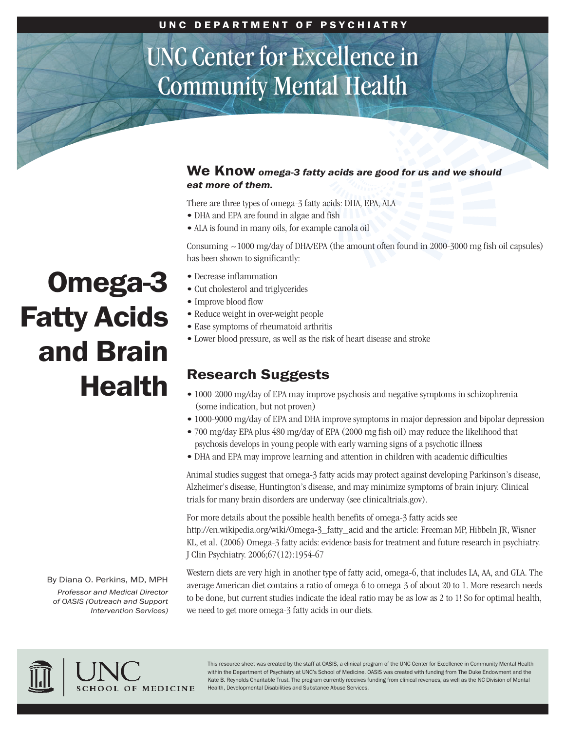UNC DEPARTMENT OF PSYCHIATRY

# UNC Center for Excellence in Community Mental Health

# Omega-3 Fatty Acids and Brain Health

By Diana O. Perkins, MD, MPH

*Professor and Medical Director of OASIS (Outreach and Support Intervention Services)*

## We Know *omega-3 fatty acids are good for us and we should eat more of them.*

There are three types of omega-3 fatty acids: DHA, EPA, ALA

- DHA and EPA are found in algae and fish
- ALA is found in many oils, for example canola oil

Consuming ~1000 mg/day of DHA/EPA (the amount often found in 2000-3000 mg fish oil capsules) has been shown to significantly:

- Decrease inflammation
- Cut cholesterol and triglycerides
- Improve blood flow
- Reduce weight in over-weight people
- Ease symptoms of rheumatoid arthritis
- Lower blood pressure, as well as the risk of heart disease and stroke

## Research Suggests

- 1000-2000 mg/day of EPA may improve psychosis and negative symptoms in schizophrenia (some indication, but not proven)
- 1000-9000 mg/day of EPA and DHA improve symptoms in major depression and bipolar depression
- 700 mg/day EPA plus 480 mg/day of EPA (2000 mg fish oil) may reduce the likelihood that psychosis develops in young people with early warning signs of a psychotic illness
- DHA and EPA may improve learning and attention in children with academic difficulties

Animal studies suggest that omega-3 fatty acids may protect against developing Parkinson's disease, Alzheimer's disease, Huntington's disease, and may minimize symptoms of brain injury. Clinical trials for many brain disorders are underway (see clinicaltrials.gov).

For more details about the possible health benefits of omega-3 fatty acids see http://en.wikipedia.org/wiki/Omega-3_fatty_acid and the article: Freeman MP, Hibbeln JR, Wisner KL, et al. (2006) Omega-3 fatty acids: evidence basis for treatment and future research in psychiatry. J Clin Psychiatry. 2006;67(12):1954-67

Western diets are very high in another type of fatty acid, omega-6, that includes LA, AA, and GLA. The average American diet contains a ratio of omega-6 to omega-3 of about 20 to 1. More research needs to be done, but current studies indicate the ideal ratio may be as low as 2 to 1! So for optimal health, we need to get more omega-3 fatty acids in our diets.

UNC SCHOOL OF MEDICINE

This resource sheet was created by the staff at OASIS, a clinical program of the UNC Center for Excellence in Community Mental Health within the Department of Psychiatry at UNC's School of Medicine. OASIS was created with funding from The Duke Endowment and the Kate B. Reynolds Charitable Trust. The program currently receives funding from clinical revenues, as well as the NC Division of Mental Health, Developmental Disabilities and Substance Abuse Services.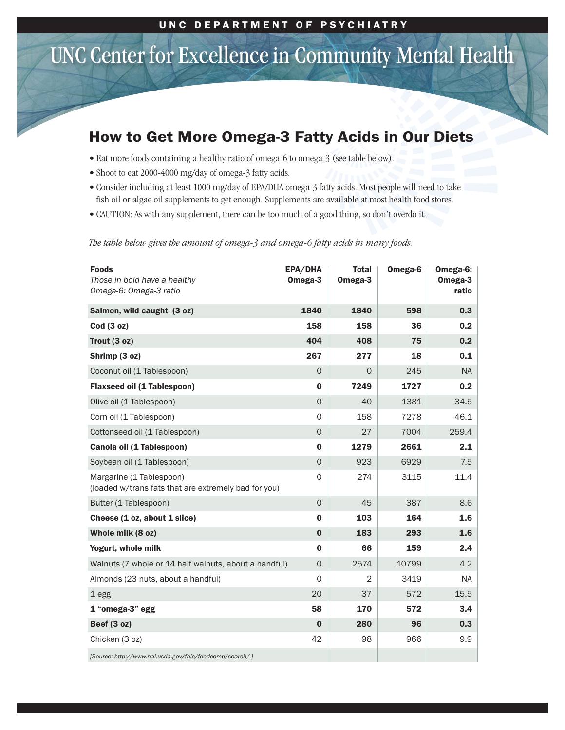UNC DEPARTMENT OF PSYCHIATRY

# UNC Center for Excellence in Community Mental Health

## How to Get More Omega-3 Fatty Acids in Our Diets

- Eat more foods containing a healthy ratio of omega-6 to omega-3 (see table below).
- Shoot to eat 2000-4000 mg/day of omega-3 fatty acids.
- Consider including at least 1000 mg/day of EPA/DHA omega-3 fatty acids. Most people will need to take fish oil or algae oil supplements to get enough. Supplements are available at most health food stores.
- CAUTION: As with any supplement, there can be too much of a good thing, so don't overdo it.

*The table below gives the amount of omega-3 and omega-6 fatty acids in many foods.*

| **Foods** *Those in bold have a healthy Omega-6: Omega-3 ratio* | **EPA/DHA Omega-3** | **Total Omega-3** | **Omega-6** | **Omega-6: Omega-3 ratio** |
|---|---|---|---|---|
| **Salmon, wild caught (3 oz)** | **1840** | **1840** | **598** | **0.3** |
| **Cod (3 oz)** | **158** | **158** | **36** | **0.2** |
| **Trout (3 oz)** | **404** | **408** | **75** | **0.2** |
| **Shrimp (3 oz)** | **267** | **277** | **18** | **0.1** |
| Coconut oil (1 Tablespoon) | 0 | 0 | 245 | NA |
| **Flaxseed oil (1 Tablespoon)** | **0** | **7249** | **1727** | **0.2** |
| Olive oil (1 Tablespoon) | 0 | 40 | 1381 | 34.5 |
| Corn oil (1 Tablespoon) | 0 | 158 | 7278 | 46.1 |
| Cottonseed oil (1 Tablespoon) | 0 | 27 | 7004 | 259.4 |
| **Canola oil (1 Tablespoon)** | **0** | **1279** | **2661** | **2.1** |
| Soybean oil (1 Tablespoon) | 0 | 923 | 6929 | 7.5 |
| Margarine (1 Tablespoon) (loaded w/trans fats that are extremely bad for you) | 0 | 274 | 3115 | 11.4 |
| Butter (1 Tablespoon) | 0 | 45 | 387 | 8.6 |
| **Cheese (1 oz, about 1 slice)** | **0** | **103** | **164** | **1.6** |
| **Whole milk (8 oz)** | **0** | **183** | **293** | **1.6** |
| **Yogurt, whole milk** | **0** | **66** | **159** | **2.4** |
| Walnuts (7 whole or 14 half walnuts, about a handful) | 0 | 2574 | 10799 | 4.2 |
| Almonds (23 nuts, about a handful) | 0 | 2 | 3419 | NA |
| 1 egg | 20 | 37 | 572 | 15.5 |
| **1 "omega-3" egg** | **58** | **170** | **572** | **3.4** |
| **Beef (3 oz)** | **0** | **280** | **96** | **0.3** |
| Chicken (3 oz) | 42 | 98 | 966 | 9.9 |
| *[Source: http://www.nal.usda.gov/fnic/foodcomp/search/ ]* | | | | |